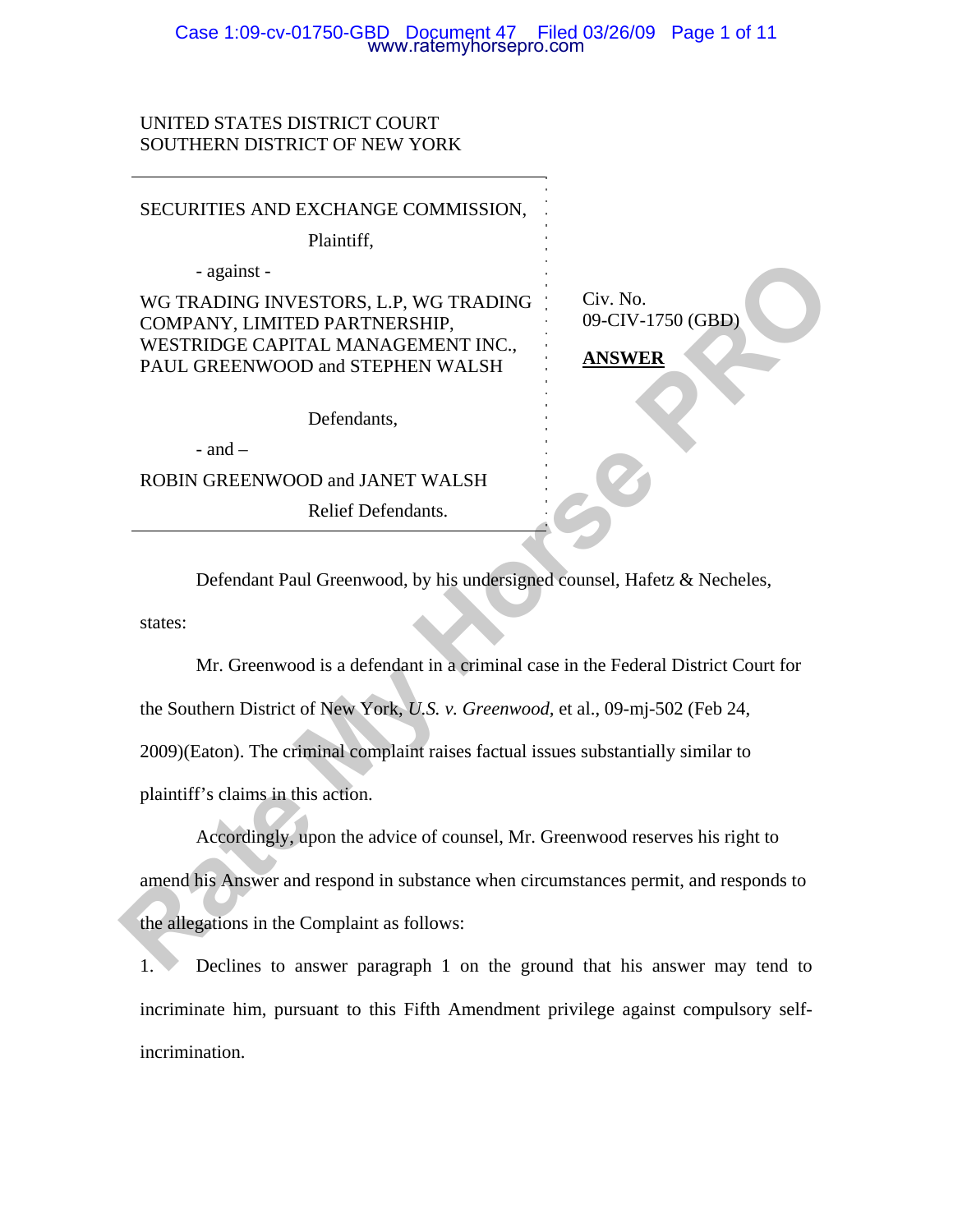UNITED STATES DISTRICT COURT
SOUTHERN DISTRICT OF NEW YORK

SECURITIES AND EXCHANGE COMMISSION,

Plaintiff,

\- against -

WG TRADING INVESTORS, L.P, WG TRADING COMPANY, LIMITED PARTNERSHIP, WESTRIDGE CAPITAL MANAGEMENT INC., PAUL GREENWOOD and STEPHEN WALSH

Defendants,

\- and –

ROBIN GREENWOOD and JANET WALSH

Relief Defendants.

Civ. No.
09-CIV-1750 (GBD)

**ANSWER**

Defendant Paul Greenwood, by his undersigned counsel, Hafetz & Necheles, states:

Mr. Greenwood is a defendant in a criminal case in the Federal District Court for the Southern District of New York, *U.S. v. Greenwood*, et al., 09-mj-502 (Feb 24, 2009)(Eaton). The criminal complaint raises factual issues substantially similar to plaintiff's claims in this action.

Accordingly, upon the advice of counsel, Mr. Greenwood reserves his right to amend his Answer and respond in substance when circumstances permit, and responds to the allegations in the Complaint as follows:

1. Declines to answer paragraph 1 on the ground that his answer may tend to incriminate him, pursuant to this Fifth Amendment privilege against compulsory self-incrimination.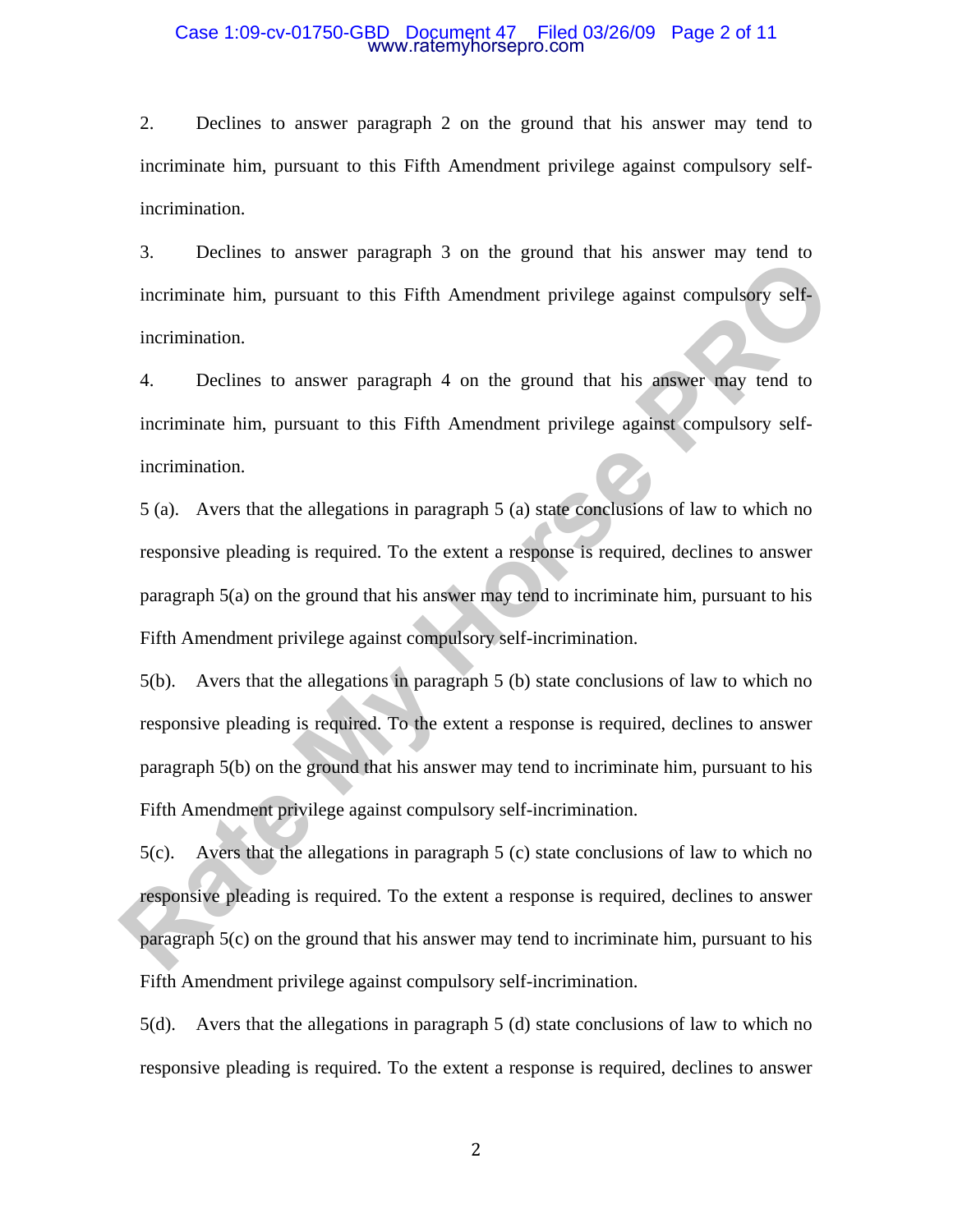2. Declines to answer paragraph 2 on the ground that his answer may tend to incriminate him, pursuant to this Fifth Amendment privilege against compulsory self-incrimination.

3. Declines to answer paragraph 3 on the ground that his answer may tend to incriminate him, pursuant to this Fifth Amendment privilege against compulsory self-incrimination.

4. Declines to answer paragraph 4 on the ground that his answer may tend to incriminate him, pursuant to this Fifth Amendment privilege against compulsory self-incrimination.

5 (a). Avers that the allegations in paragraph 5 (a) state conclusions of law to which no responsive pleading is required. To the extent a response is required, declines to answer paragraph 5(a) on the ground that his answer may tend to incriminate him, pursuant to his Fifth Amendment privilege against compulsory self-incrimination.

5(b). Avers that the allegations in paragraph 5 (b) state conclusions of law to which no responsive pleading is required. To the extent a response is required, declines to answer paragraph 5(b) on the ground that his answer may tend to incriminate him, pursuant to his Fifth Amendment privilege against compulsory self-incrimination.

5(c). Avers that the allegations in paragraph 5 (c) state conclusions of law to which no responsive pleading is required. To the extent a response is required, declines to answer paragraph 5(c) on the ground that his answer may tend to incriminate him, pursuant to his Fifth Amendment privilege against compulsory self-incrimination.

5(d). Avers that the allegations in paragraph 5 (d) state conclusions of law to which no responsive pleading is required. To the extent a response is required, declines to answer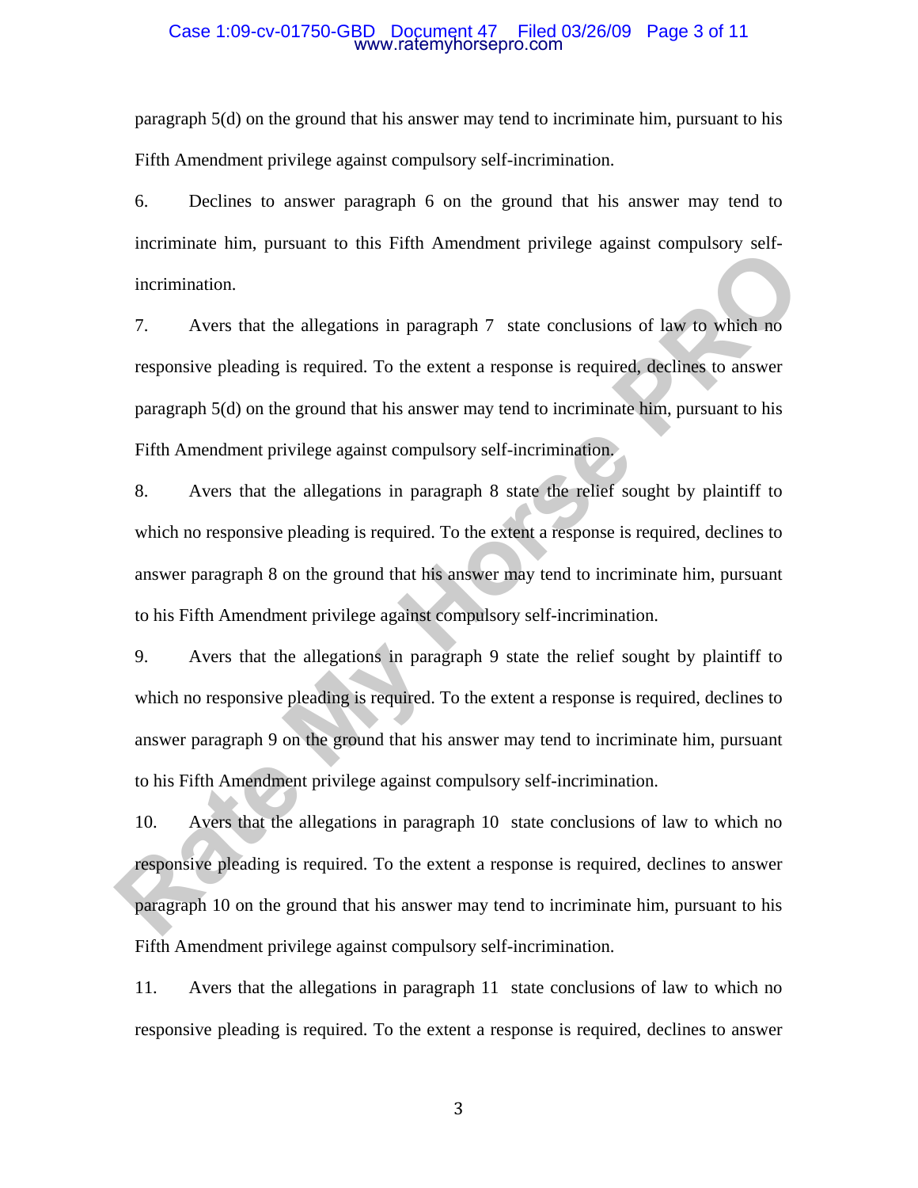paragraph 5(d) on the ground that his answer may tend to incriminate him, pursuant to his Fifth Amendment privilege against compulsory self-incrimination.

6. Declines to answer paragraph 6 on the ground that his answer may tend to incriminate him, pursuant to this Fifth Amendment privilege against compulsory self-incrimination.

7. Avers that the allegations in paragraph 7 state conclusions of law to which no responsive pleading is required. To the extent a response is required, declines to answer paragraph 5(d) on the ground that his answer may tend to incriminate him, pursuant to his Fifth Amendment privilege against compulsory self-incrimination.

8. Avers that the allegations in paragraph 8 state the relief sought by plaintiff to which no responsive pleading is required. To the extent a response is required, declines to answer paragraph 8 on the ground that his answer may tend to incriminate him, pursuant to his Fifth Amendment privilege against compulsory self-incrimination.

9. Avers that the allegations in paragraph 9 state the relief sought by plaintiff to which no responsive pleading is required. To the extent a response is required, declines to answer paragraph 9 on the ground that his answer may tend to incriminate him, pursuant to his Fifth Amendment privilege against compulsory self-incrimination.

10. Avers that the allegations in paragraph 10 state conclusions of law to which no responsive pleading is required. To the extent a response is required, declines to answer paragraph 10 on the ground that his answer may tend to incriminate him, pursuant to his Fifth Amendment privilege against compulsory self-incrimination.

11. Avers that the allegations in paragraph 11 state conclusions of law to which no responsive pleading is required. To the extent a response is required, declines to answer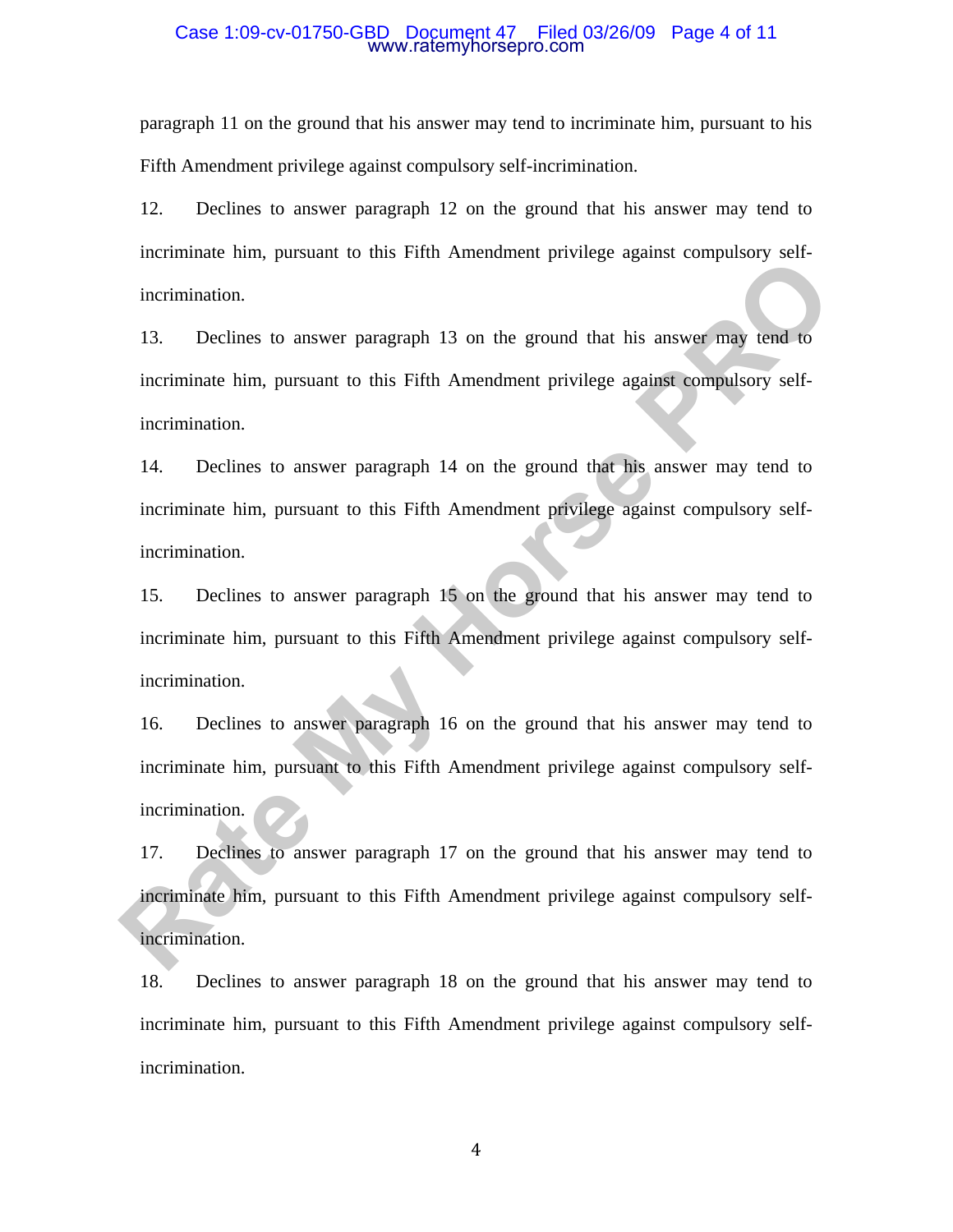paragraph 11 on the ground that his answer may tend to incriminate him, pursuant to his Fifth Amendment privilege against compulsory self-incrimination.

12. Declines to answer paragraph 12 on the ground that his answer may tend to incriminate him, pursuant to this Fifth Amendment privilege against compulsory self-incrimination.

13. Declines to answer paragraph 13 on the ground that his answer may tend to incriminate him, pursuant to this Fifth Amendment privilege against compulsory self-incrimination.

14. Declines to answer paragraph 14 on the ground that his answer may tend to incriminate him, pursuant to this Fifth Amendment privilege against compulsory self-incrimination.

15. Declines to answer paragraph 15 on the ground that his answer may tend to incriminate him, pursuant to this Fifth Amendment privilege against compulsory self-incrimination.

16. Declines to answer paragraph 16 on the ground that his answer may tend to incriminate him, pursuant to this Fifth Amendment privilege against compulsory self-incrimination.

17. Declines to answer paragraph 17 on the ground that his answer may tend to incriminate him, pursuant to this Fifth Amendment privilege against compulsory self-incrimination.

18. Declines to answer paragraph 18 on the ground that his answer may tend to incriminate him, pursuant to this Fifth Amendment privilege against compulsory self-incrimination.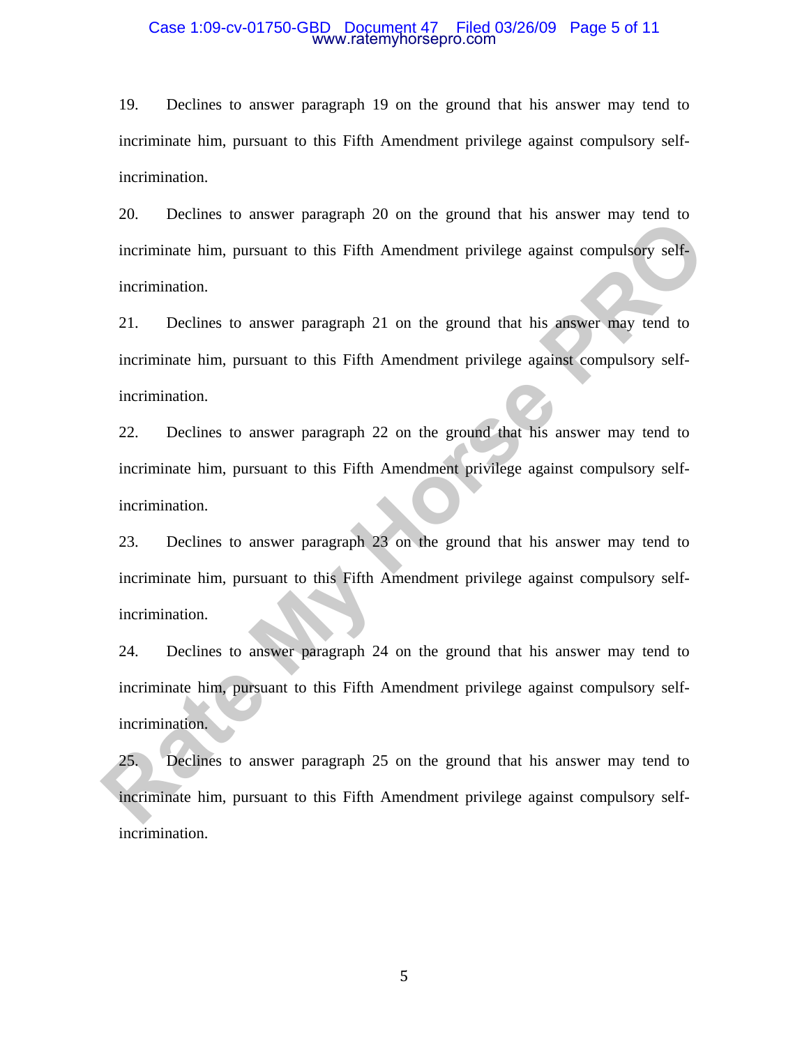19. Declines to answer paragraph 19 on the ground that his answer may tend to incriminate him, pursuant to this Fifth Amendment privilege against compulsory self-incrimination.

20. Declines to answer paragraph 20 on the ground that his answer may tend to incriminate him, pursuant to this Fifth Amendment privilege against compulsory self-incrimination.

21. Declines to answer paragraph 21 on the ground that his answer may tend to incriminate him, pursuant to this Fifth Amendment privilege against compulsory self-incrimination.

22. Declines to answer paragraph 22 on the ground that his answer may tend to incriminate him, pursuant to this Fifth Amendment privilege against compulsory self-incrimination.

23. Declines to answer paragraph 23 on the ground that his answer may tend to incriminate him, pursuant to this Fifth Amendment privilege against compulsory self-incrimination.

24. Declines to answer paragraph 24 on the ground that his answer may tend to incriminate him, pursuant to this Fifth Amendment privilege against compulsory self-incrimination.

25. Declines to answer paragraph 25 on the ground that his answer may tend to incriminate him, pursuant to this Fifth Amendment privilege against compulsory self-incrimination.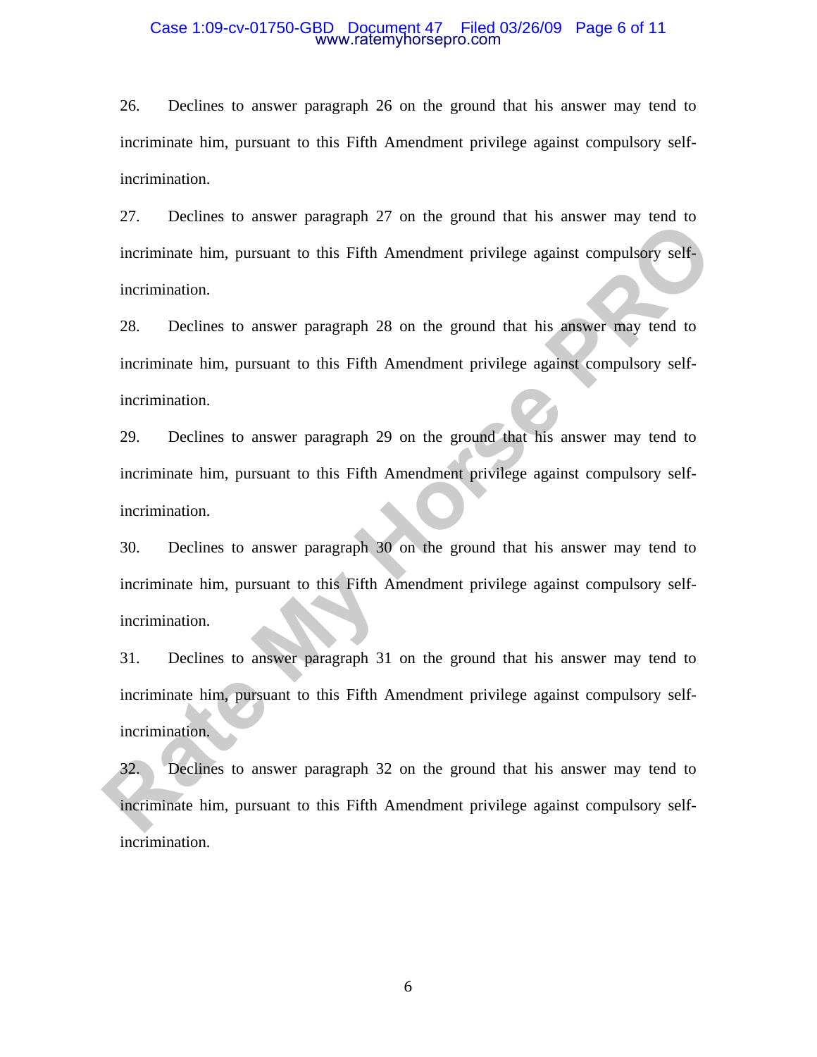26. Declines to answer paragraph 26 on the ground that his answer may tend to incriminate him, pursuant to this Fifth Amendment privilege against compulsory self-incrimination.

27. Declines to answer paragraph 27 on the ground that his answer may tend to incriminate him, pursuant to this Fifth Amendment privilege against compulsory self-incrimination.

28. Declines to answer paragraph 28 on the ground that his answer may tend to incriminate him, pursuant to this Fifth Amendment privilege against compulsory self-incrimination.

29. Declines to answer paragraph 29 on the ground that his answer may tend to incriminate him, pursuant to this Fifth Amendment privilege against compulsory self-incrimination.

30. Declines to answer paragraph 30 on the ground that his answer may tend to incriminate him, pursuant to this Fifth Amendment privilege against compulsory self-incrimination.

31. Declines to answer paragraph 31 on the ground that his answer may tend to incriminate him, pursuant to this Fifth Amendment privilege against compulsory self-incrimination.

32. Declines to answer paragraph 32 on the ground that his answer may tend to incriminate him, pursuant to this Fifth Amendment privilege against compulsory self-incrimination.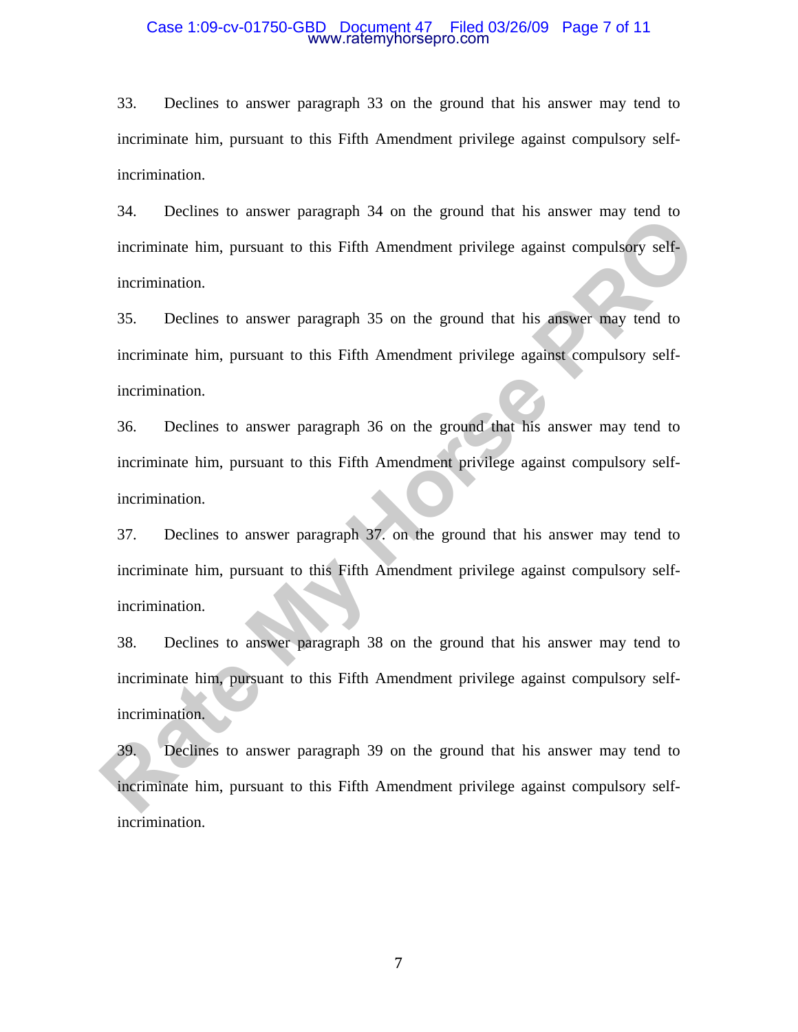33. Declines to answer paragraph 33 on the ground that his answer may tend to incriminate him, pursuant to this Fifth Amendment privilege against compulsory self-incrimination.

34. Declines to answer paragraph 34 on the ground that his answer may tend to incriminate him, pursuant to this Fifth Amendment privilege against compulsory self-incrimination.

35. Declines to answer paragraph 35 on the ground that his answer may tend to incriminate him, pursuant to this Fifth Amendment privilege against compulsory self-incrimination.

36. Declines to answer paragraph 36 on the ground that his answer may tend to incriminate him, pursuant to this Fifth Amendment privilege against compulsory self-incrimination.

37. Declines to answer paragraph 37. on the ground that his answer may tend to incriminate him, pursuant to this Fifth Amendment privilege against compulsory self-incrimination.

38. Declines to answer paragraph 38 on the ground that his answer may tend to incriminate him, pursuant to this Fifth Amendment privilege against compulsory self-incrimination.

39. Declines to answer paragraph 39 on the ground that his answer may tend to incriminate him, pursuant to this Fifth Amendment privilege against compulsory self-incrimination.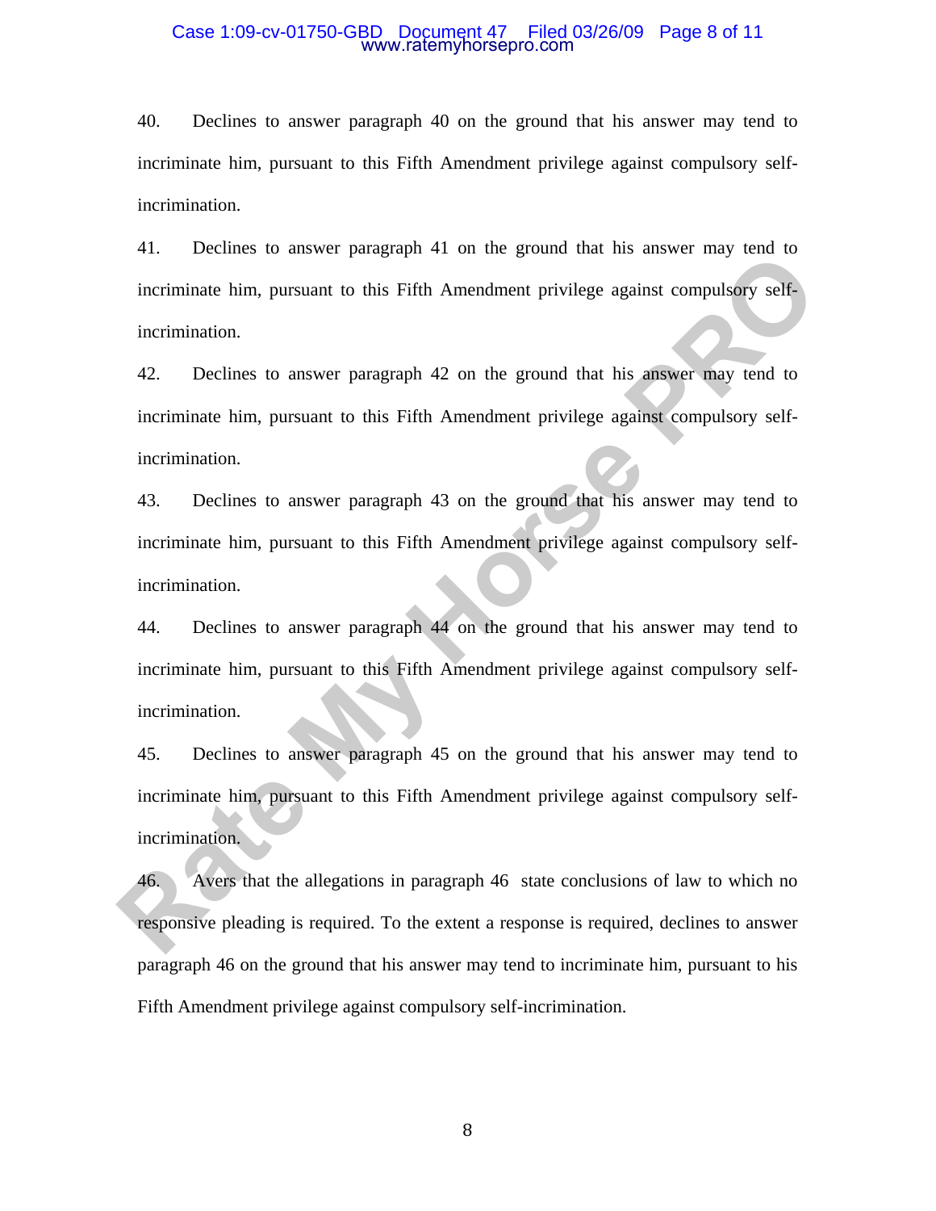40. Declines to answer paragraph 40 on the ground that his answer may tend to incriminate him, pursuant to this Fifth Amendment privilege against compulsory self-incrimination.

41. Declines to answer paragraph 41 on the ground that his answer may tend to incriminate him, pursuant to this Fifth Amendment privilege against compulsory self-incrimination.

42. Declines to answer paragraph 42 on the ground that his answer may tend to incriminate him, pursuant to this Fifth Amendment privilege against compulsory self-incrimination.

43. Declines to answer paragraph 43 on the ground that his answer may tend to incriminate him, pursuant to this Fifth Amendment privilege against compulsory self-incrimination.

44. Declines to answer paragraph 44 on the ground that his answer may tend to incriminate him, pursuant to this Fifth Amendment privilege against compulsory self-incrimination.

45. Declines to answer paragraph 45 on the ground that his answer may tend to incriminate him, pursuant to this Fifth Amendment privilege against compulsory self-incrimination.

46. Avers that the allegations in paragraph 46 state conclusions of law to which no responsive pleading is required. To the extent a response is required, declines to answer paragraph 46 on the ground that his answer may tend to incriminate him, pursuant to his Fifth Amendment privilege against compulsory self-incrimination.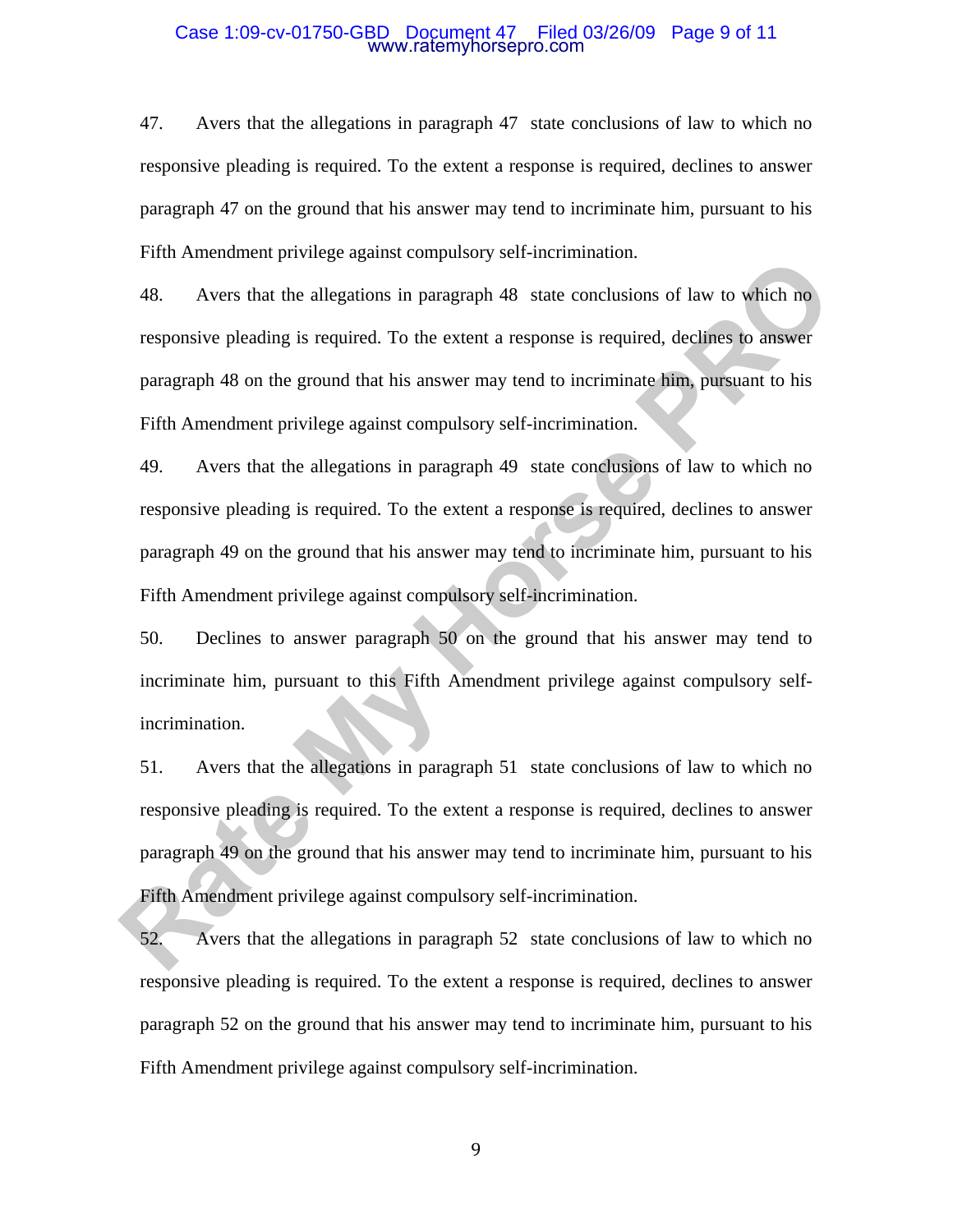47. Avers that the allegations in paragraph 47 state conclusions of law to which no responsive pleading is required. To the extent a response is required, declines to answer paragraph 47 on the ground that his answer may tend to incriminate him, pursuant to his Fifth Amendment privilege against compulsory self-incrimination.

48. Avers that the allegations in paragraph 48 state conclusions of law to which no responsive pleading is required. To the extent a response is required, declines to answer paragraph 48 on the ground that his answer may tend to incriminate him, pursuant to his Fifth Amendment privilege against compulsory self-incrimination.

49. Avers that the allegations in paragraph 49 state conclusions of law to which no responsive pleading is required. To the extent a response is required, declines to answer paragraph 49 on the ground that his answer may tend to incriminate him, pursuant to his Fifth Amendment privilege against compulsory self-incrimination.

50. Declines to answer paragraph 50 on the ground that his answer may tend to incriminate him, pursuant to this Fifth Amendment privilege against compulsory self-incrimination.

51. Avers that the allegations in paragraph 51 state conclusions of law to which no responsive pleading is required. To the extent a response is required, declines to answer paragraph 49 on the ground that his answer may tend to incriminate him, pursuant to his Fifth Amendment privilege against compulsory self-incrimination.

52. Avers that the allegations in paragraph 52 state conclusions of law to which no responsive pleading is required. To the extent a response is required, declines to answer paragraph 52 on the ground that his answer may tend to incriminate him, pursuant to his Fifth Amendment privilege against compulsory self-incrimination.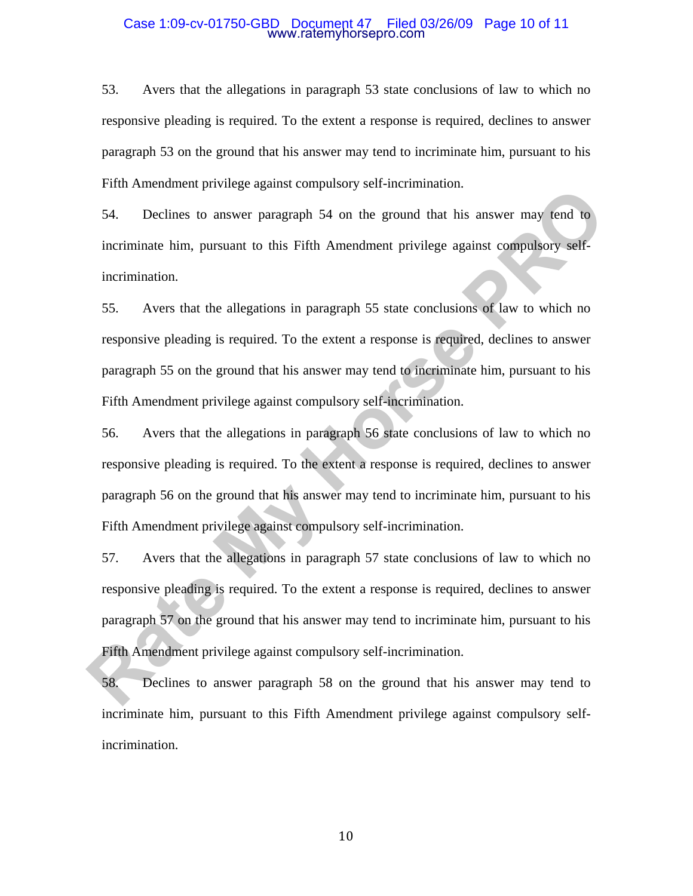53. Avers that the allegations in paragraph 53 state conclusions of law to which no responsive pleading is required. To the extent a response is required, declines to answer paragraph 53 on the ground that his answer may tend to incriminate him, pursuant to his Fifth Amendment privilege against compulsory self-incrimination.

54. Declines to answer paragraph 54 on the ground that his answer may tend to incriminate him, pursuant to this Fifth Amendment privilege against compulsory self-incrimination.

55. Avers that the allegations in paragraph 55 state conclusions of law to which no responsive pleading is required. To the extent a response is required, declines to answer paragraph 55 on the ground that his answer may tend to incriminate him, pursuant to his Fifth Amendment privilege against compulsory self-incrimination.

56. Avers that the allegations in paragraph 56 state conclusions of law to which no responsive pleading is required. To the extent a response is required, declines to answer paragraph 56 on the ground that his answer may tend to incriminate him, pursuant to his Fifth Amendment privilege against compulsory self-incrimination.

57. Avers that the allegations in paragraph 57 state conclusions of law to which no responsive pleading is required. To the extent a response is required, declines to answer paragraph 57 on the ground that his answer may tend to incriminate him, pursuant to his Fifth Amendment privilege against compulsory self-incrimination.

58. Declines to answer paragraph 58 on the ground that his answer may tend to incriminate him, pursuant to this Fifth Amendment privilege against compulsory self-incrimination.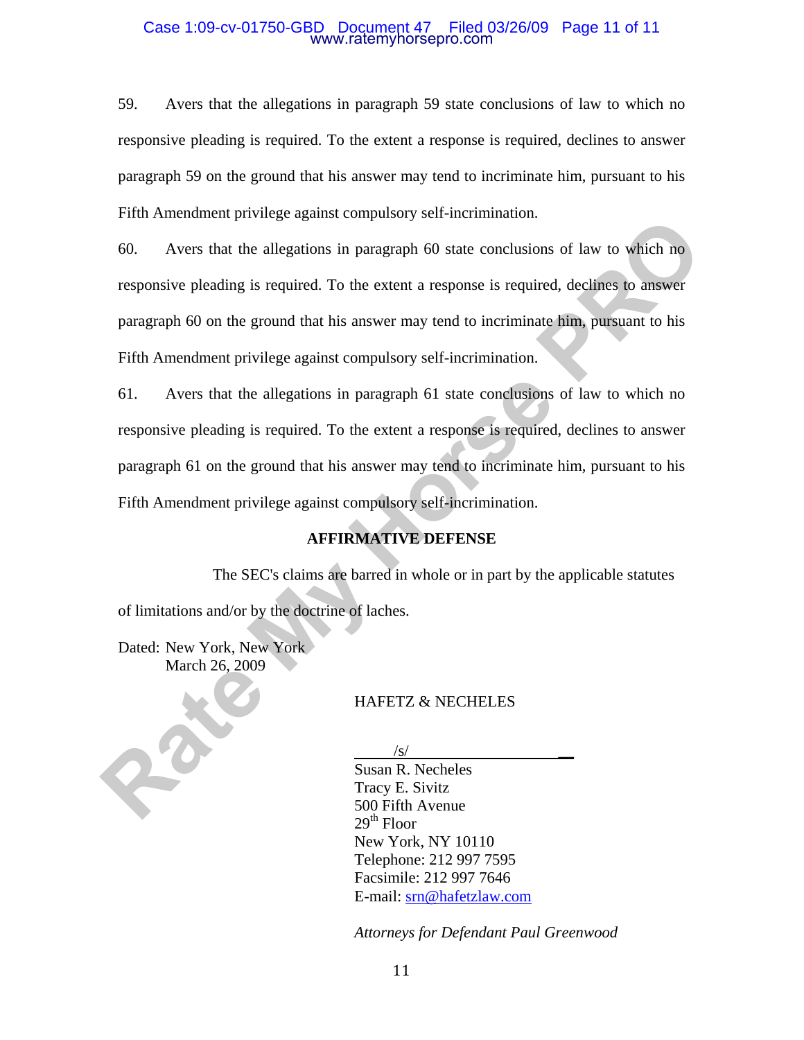59. Avers that the allegations in paragraph 59 state conclusions of law to which no responsive pleading is required. To the extent a response is required, declines to answer paragraph 59 on the ground that his answer may tend to incriminate him, pursuant to his Fifth Amendment privilege against compulsory self-incrimination.

60. Avers that the allegations in paragraph 60 state conclusions of law to which no responsive pleading is required. To the extent a response is required, declines to answer paragraph 60 on the ground that his answer may tend to incriminate him, pursuant to his Fifth Amendment privilege against compulsory self-incrimination.

61. Avers that the allegations in paragraph 61 state conclusions of law to which no responsive pleading is required. To the extent a response is required, declines to answer paragraph 61 on the ground that his answer may tend to incriminate him, pursuant to his Fifth Amendment privilege against compulsory self-incrimination.

**AFFIRMATIVE DEFENSE**

The SEC's claims are barred in whole or in part by the applicable statutes of limitations and/or by the doctrine of laches.

Dated: New York, New York
March 26, 2009

HAFETZ & NECHELES

/s/

Susan R. Necheles
Tracy E. Sivitz
500 Fifth Avenue
29th Floor
New York, NY 10110
Telephone: 212 997 7595
Facsimile: 212 997 7646
E-mail: srn@hafetzlaw.com

*Attorneys for Defendant Paul Greenwood*